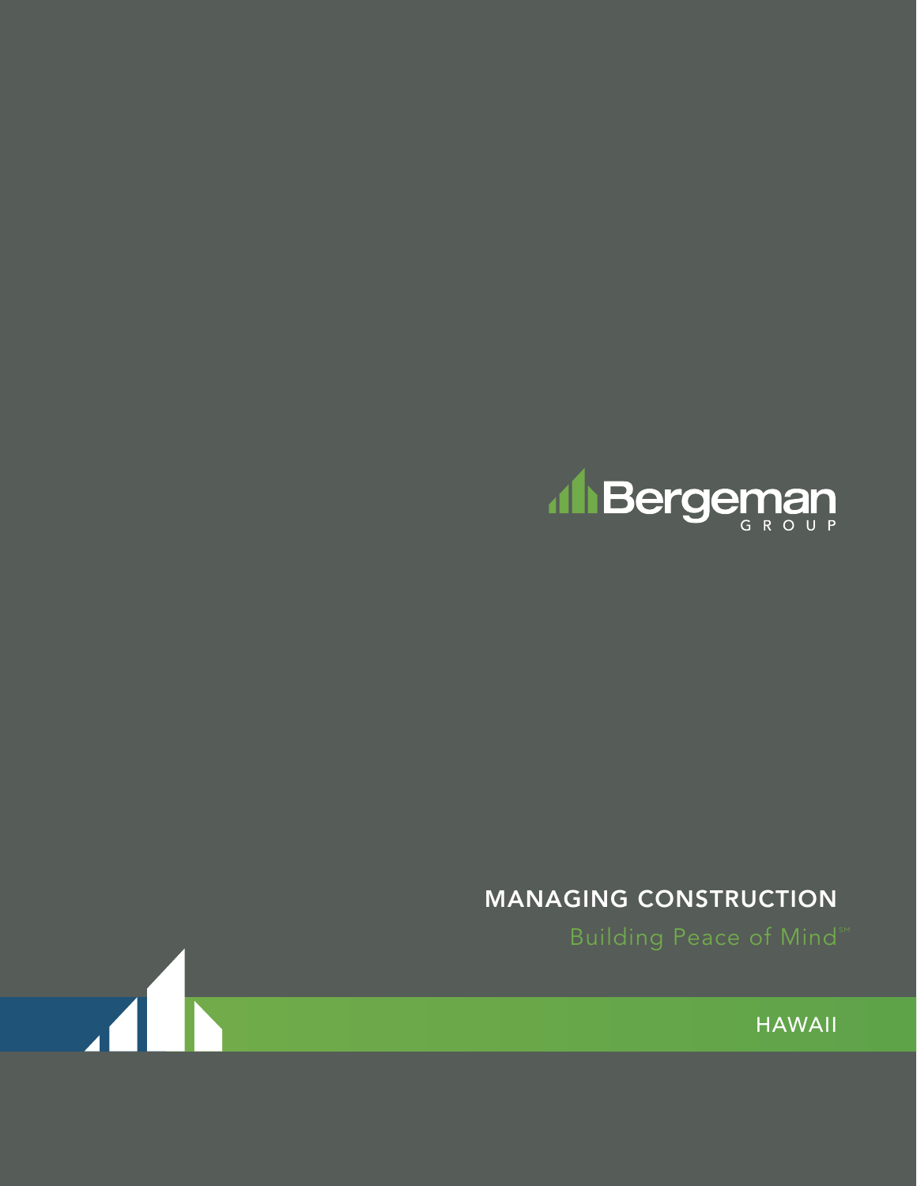Bergeman GROUP

# MANAGING CONSTRUCTION

Building Peace of Mind℠

HAWAII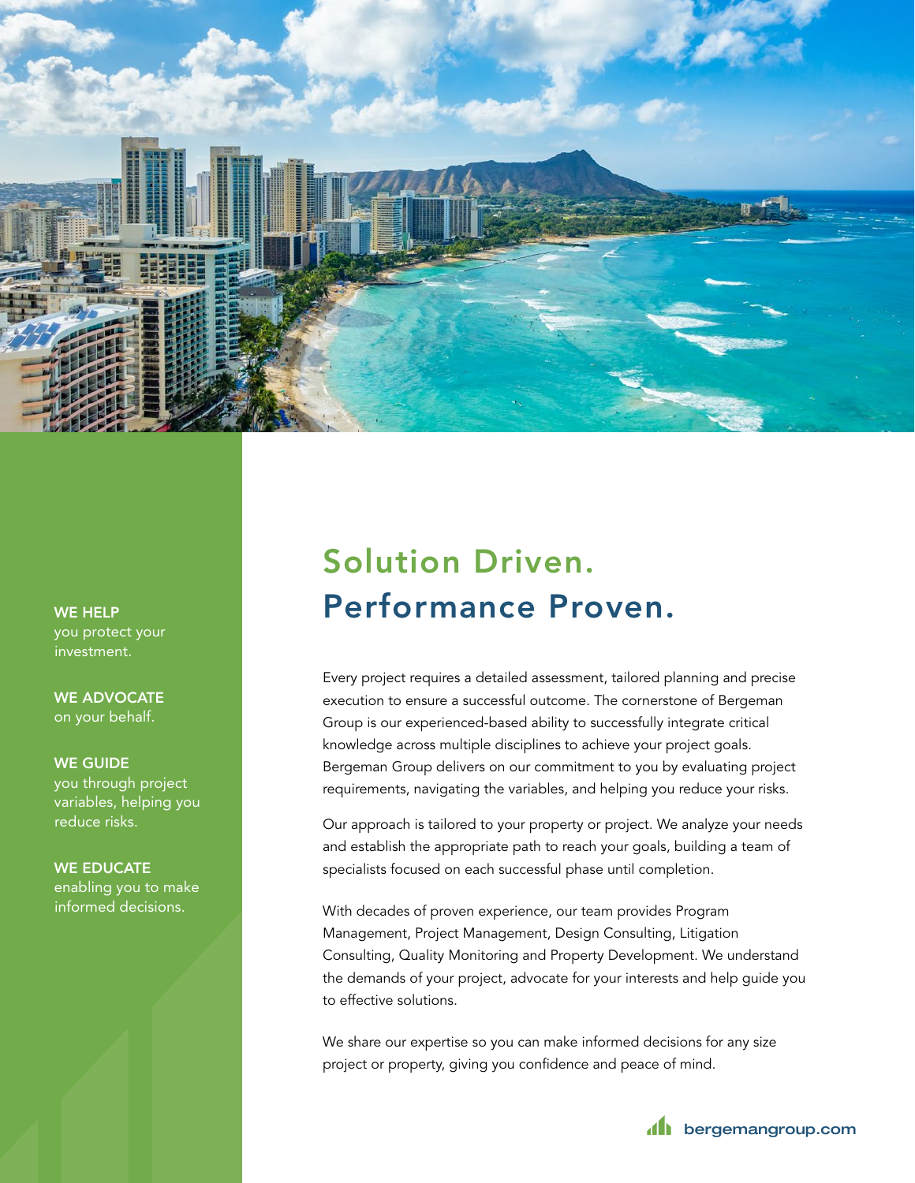**WE HELP** you protect your investment.

**WE ADVOCATE** on your behalf.

**WE GUIDE** you through project variables, helping you reduce risks.

**WE EDUCATE** enabling you to make informed decisions.

# Solution Driven.
# Performance Proven.

Every project requires a detailed assessment, tailored planning and precise execution to ensure a successful outcome. The cornerstone of Bergeman Group is our experienced-based ability to successfully integrate critical knowledge across multiple disciplines to achieve your project goals. Bergeman Group delivers on our commitment to you by evaluating project requirements, navigating the variables, and helping you reduce your risks.

Our approach is tailored to your property or project. We analyze your needs and establish the appropriate path to reach your goals, building a team of specialists focused on each successful phase until completion.

With decades of proven experience, our team provides Program Management, Project Management, Design Consulting, Litigation Consulting, Quality Monitoring and Property Development. We understand the demands of your project, advocate for your interests and help guide you to effective solutions.

We share our expertise so you can make informed decisions for any size project or property, giving you confidence and peace of mind.

bergemangroup.com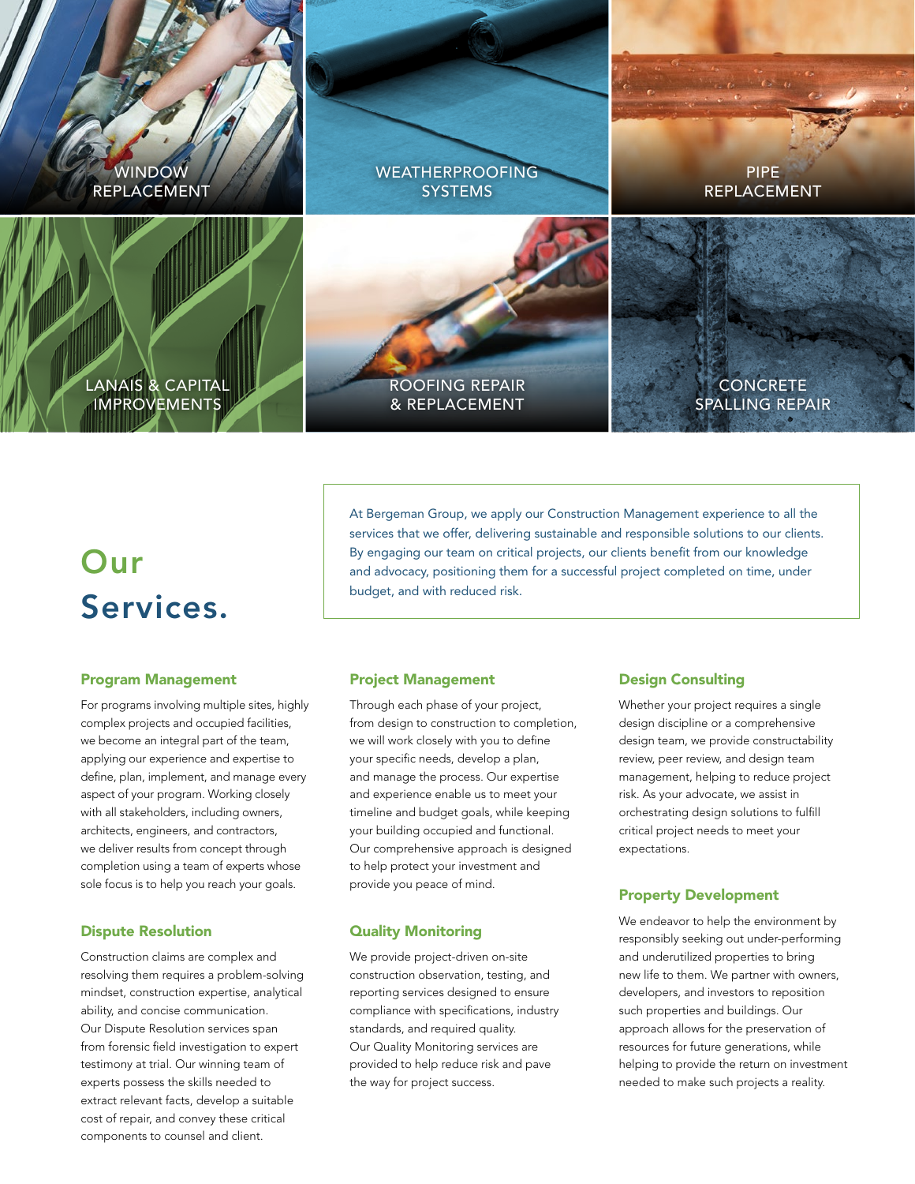WINDOW REPLACEMENT

WEATHERPROOFING SYSTEMS

PIPE REPLACEMENT

LANAIS & CAPITAL IMPROVEMENTS

ROOFING REPAIR & REPLACEMENT

CONCRETE SPALLING REPAIR

# Our Services.

At Bergeman Group, we apply our Construction Management experience to all the services that we offer, delivering sustainable and responsible solutions to our clients. By engaging our team on critical projects, our clients benefit from our knowledge and advocacy, positioning them for a successful project completed on time, under budget, and with reduced risk.

### Program Management

For programs involving multiple sites, highly complex projects and occupied facilities, we become an integral part of the team, applying our experience and expertise to define, plan, implement, and manage every aspect of your program. Working closely with all stakeholders, including owners, architects, engineers, and contractors, we deliver results from concept through completion using a team of experts whose sole focus is to help you reach your goals.

### Dispute Resolution

Construction claims are complex and resolving them requires a problem-solving mindset, construction expertise, analytical ability, and concise communication. Our Dispute Resolution services span from forensic field investigation to expert testimony at trial. Our winning team of experts possess the skills needed to extract relevant facts, develop a suitable cost of repair, and convey these critical components to counsel and client.

### Project Management

Through each phase of your project, from design to construction to completion, we will work closely with you to define your specific needs, develop a plan, and manage the process. Our expertise and experience enable us to meet your timeline and budget goals, while keeping your building occupied and functional. Our comprehensive approach is designed to help protect your investment and provide you peace of mind.

### Quality Monitoring

We provide project-driven on-site construction observation, testing, and reporting services designed to ensure compliance with specifications, industry standards, and required quality. Our Quality Monitoring services are provided to help reduce risk and pave the way for project success.

### Design Consulting

Whether your project requires a single design discipline or a comprehensive design team, we provide constructability review, peer review, and design team management, helping to reduce project risk. As your advocate, we assist in orchestrating design solutions to fulfill critical project needs to meet your expectations.

### Property Development

We endeavor to help the environment by responsibly seeking out under-performing and underutilized properties to bring new life to them. We partner with owners, developers, and investors to reposition such properties and buildings. Our approach allows for the preservation of resources for future generations, while helping to provide the return on investment needed to make such projects a reality.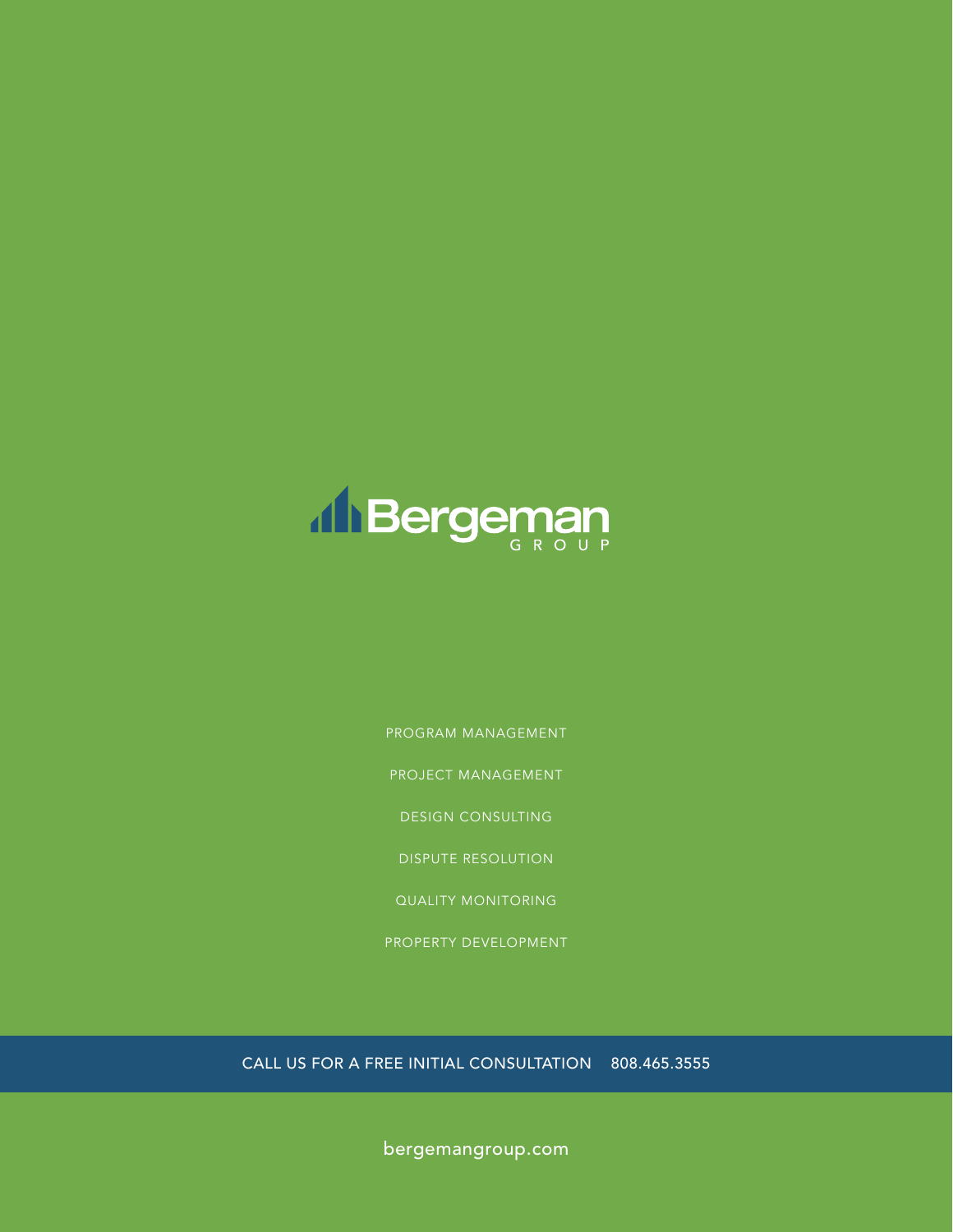Bergeman
GROUP

PROGRAM MANAGEMENT

PROJECT MANAGEMENT

DESIGN CONSULTING

DISPUTE RESOLUTION

QUALITY MONITORING

PROPERTY DEVELOPMENT

CALL US FOR A FREE INITIAL CONSULTATION 808.465.3555

bergemangroup.com